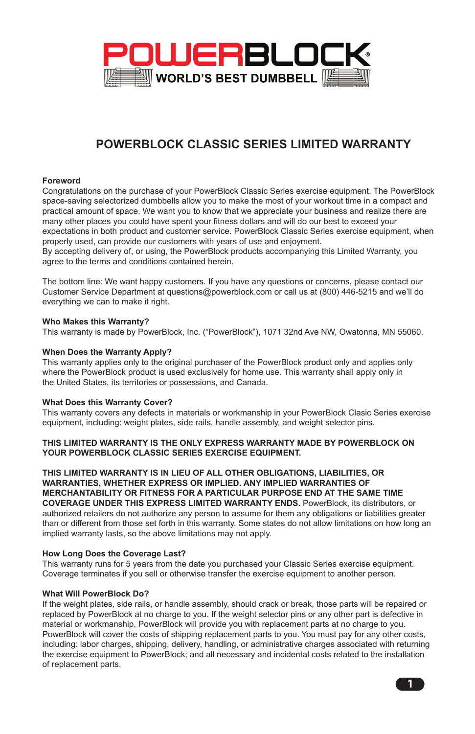POWERBLOCK

WORLD'S BEST DUMBBELL

# POWERBLOCK CLASSIC SERIES LIMITED WARRANTY

**Foreword**
Congratulations on the purchase of your PowerBlock Classic Series exercise equipment. The PowerBlock space-saving selectorized dumbbells allow you to make the most of your workout time in a compact and practical amount of space. We want you to know that we appreciate your business and realize there are many other places you could have spent your fitness dollars and will do our best to exceed your expectations in both product and customer service. PowerBlock Classic Series exercise equipment, when properly used, can provide our customers with years of use and enjoyment.
By accepting delivery of, or using, the PowerBlock products accompanying this Limited Warranty, you agree to the terms and conditions contained herein.

The bottom line: We want happy customers. If you have any questions or concerns, please contact our Customer Service Department at questions@powerblock.com or call us at (800) 446-5215 and we'll do everything we can to make it right.

**Who Makes this Warranty?**
This warranty is made by PowerBlock, Inc. ("PowerBlock"), 1071 32nd Ave NW, Owatonna, MN 55060.

**When Does the Warranty Apply?**
This warranty applies only to the original purchaser of the PowerBlock product only and applies only where the PowerBlock product is used exclusively for home use. This warranty shall apply only in the United States, its territories or possessions, and Canada.

**What Does this Warranty Cover?**
This warranty covers any defects in materials or workmanship in your PowerBlock Clasic Series exercise equipment, including: weight plates, side rails, handle assembly, and weight selector pins.

**THIS LIMITED WARRANTY IS THE ONLY EXPRESS WARRANTY MADE BY POWERBLOCK ON YOUR POWERBLOCK CLASSIC SERIES EXERCISE EQUIPMENT.**

**THIS LIMITED WARRANTY IS IN LIEU OF ALL OTHER OBLIGATIONS, LIABILITIES, OR WARRANTIES, WHETHER EXPRESS OR IMPLIED. ANY IMPLIED WARRANTIES OF MERCHANTABILITY OR FITNESS FOR A PARTICULAR PURPOSE END AT THE SAME TIME COVERAGE UNDER THIS EXPRESS LIMITED WARRANTY ENDS.** PowerBlock, its distributors, or authorized retailers do not authorize any person to assume for them any obligations or liabilities greater than or different from those set forth in this warranty. Some states do not allow limitations on how long an implied warranty lasts, so the above limitations may not apply.

**How Long Does the Coverage Last?**
This warranty runs for 5 years from the date you purchased your Classic Series exercise equipment. Coverage terminates if you sell or otherwise transfer the exercise equipment to another person.

**What Will PowerBlock Do?**
If the weight plates, side rails, or handle assembly, should crack or break, those parts will be repaired or replaced by PowerBlock at no charge to you. If the weight selector pins or any other part is defective in material or workmanship, PowerBlock will provide you with replacement parts at no charge to you. PowerBlock will cover the costs of shipping replacement parts to you. You must pay for any other costs, including: labor charges, shipping, delivery, handling, or administrative charges associated with returning the exercise equipment to PowerBlock; and all necessary and incidental costs related to the installation of replacement parts.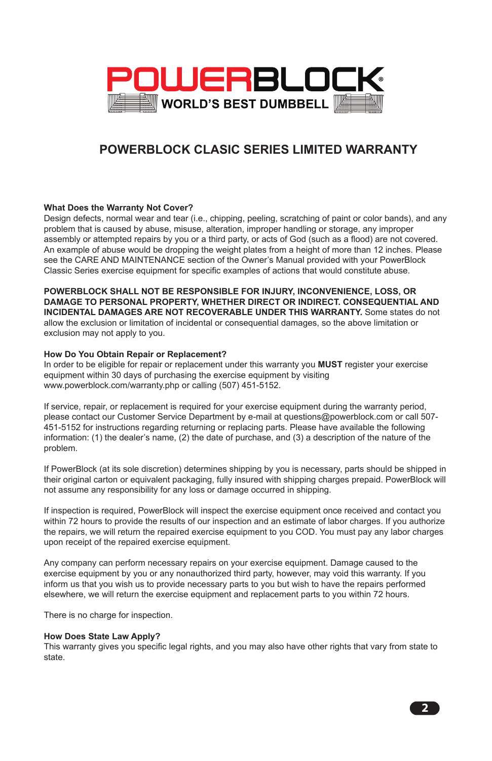# POWERBLOCK

WORLD'S BEST DUMBBELL

## POWERBLOCK CLASIC SERIES LIMITED WARRANTY

### What Does the Warranty Not Cover?

Design defects, normal wear and tear (i.e., chipping, peeling, scratching of paint or color bands), and any problem that is caused by abuse, misuse, alteration, improper handling or storage, any improper assembly or attempted repairs by you or a third party, or acts of God (such as a flood) are not covered. An example of abuse would be dropping the weight plates from a height of more than 12 inches. Please see the CARE AND MAINTENANCE section of the Owner's Manual provided with your PowerBlock Classic Series exercise equipment for specific examples of actions that would constitute abuse.

**POWERBLOCK SHALL NOT BE RESPONSIBLE FOR INJURY, INCONVENIENCE, LOSS, OR DAMAGE TO PERSONAL PROPERTY, WHETHER DIRECT OR INDIRECT. CONSEQUENTIAL AND INCIDENTAL DAMAGES ARE NOT RECOVERABLE UNDER THIS WARRANTY.** Some states do not allow the exclusion or limitation of incidental or consequential damages, so the above limitation or exclusion may not apply to you.

### How Do You Obtain Repair or Replacement?

In order to be eligible for repair or replacement under this warranty you **MUST** register your exercise equipment within 30 days of purchasing the exercise equipment by visiting www.powerblock.com/warranty.php or calling (507) 451-5152.

If service, repair, or replacement is required for your exercise equipment during the warranty period, please contact our Customer Service Department by e-mail at questions@powerblock.com or call 507-451-5152 for instructions regarding returning or replacing parts. Please have available the following information: (1) the dealer's name, (2) the date of purchase, and (3) a description of the nature of the problem.

If PowerBlock (at its sole discretion) determines shipping by you is necessary, parts should be shipped in their original carton or equivalent packaging, fully insured with shipping charges prepaid. PowerBlock will not assume any responsibility for any loss or damage occurred in shipping.

If inspection is required, PowerBlock will inspect the exercise equipment once received and contact you within 72 hours to provide the results of our inspection and an estimate of labor charges. If you authorize the repairs, we will return the repaired exercise equipment to you COD. You must pay any labor charges upon receipt of the repaired exercise equipment.

Any company can perform necessary repairs on your exercise equipment. Damage caused to the exercise equipment by you or any nonauthorized third party, however, may void this warranty. If you inform us that you wish us to provide necessary parts to you but wish to have the repairs performed elsewhere, we will return the exercise equipment and replacement parts to you within 72 hours.

There is no charge for inspection.

### How Does State Law Apply?

This warranty gives you specific legal rights, and you may also have other rights that vary from state to state.